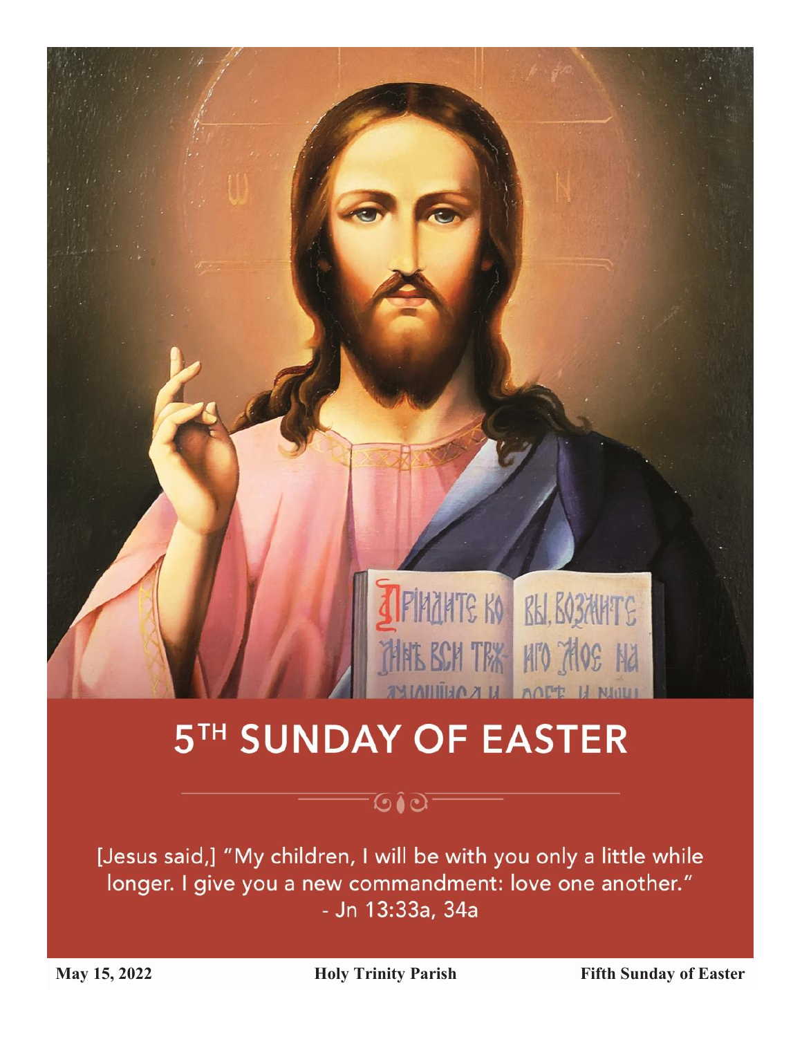# 5TH SUNDAY OF EASTER

[Jesus said,] "My children, I will be with you only a little while longer. I give you a new commandment: love one another."
- Jn 13:33a, 34a

**May 15, 2022** **Holy Trinity Parish** **Fifth Sunday of Easter**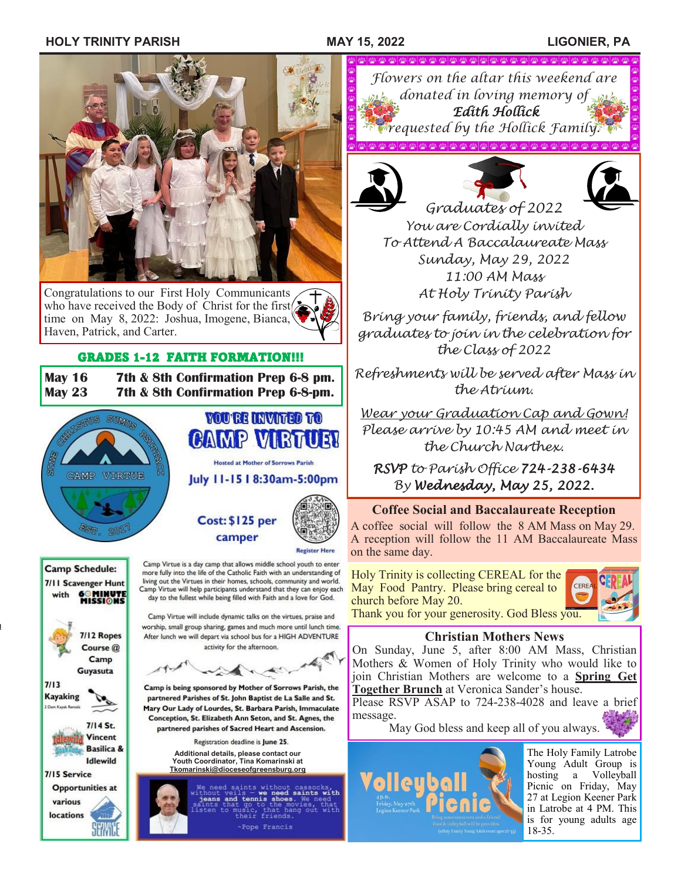Congratulations to our First Holy Communicants who have received the Body of Christ for the first time on May 8, 2022: Joshua, Imogene, Bianca, Haven, Patrick, and Carter.

## GRADES 1-12 FAITH FORMATION!!!

| | |
|---|---|
| **May 16** | **7th & 8th Confirmation Prep 6-8 pm.** |
| **May 23** | **7th & 8th Confirmation Prep 6-8-pm.** |

## YOU'RE INVITED TO CAMP VIRTUE!

SINE CHRISTUS SUMUS PERDITI — CAMP VIRTUE — EST. 2017

Hosted at Mother of Sorrows Parish

**July 11-15 | 8:30am-5:00pm**

**Cost: $125 per camper**

Register Here

**Camp Schedule:**

- **7/11 Scavenger Hunt with 60 MINUTE MISSIONS**
- **7/12 Ropes Course @ Camp Guyasuta**
- **7/13 Kayaking** (2 Dam Kayak Rentals)
- **7/14 St. Vincent Basilica & Idlewild**
- **7/15 Service Opportunities at various locations**

Camp Virtue is a day camp that allows middle school youth to enter more fully into the life of the Catholic Faith with an understanding of living out the Virtues in their homes, schools, community and world. Camp Virtue will help participants understand that they can enjoy each day to the fullest while being filled with Faith and a love for God.

Camp Virtue will include dynamic talks on the virtues, praise and worship, small group sharing, games and much more until lunch time. After lunch we will depart via school bus for a HIGH ADVENTURE activity for the afternoon.

**Camp is being sponsored by Mother of Sorrows Parish, the partnered Parishes of St. John Baptist de La Salle and St. Mary Our Lady of Lourdes, St. Barbara Parish, Immaculate Conception, St. Elizabeth Ann Seton, and St. Agnes, the partnered parishes of Sacred Heart and Ascension.**

Registration deadline is **June 25**.

**Additional details, please contact our Youth Coordinator, Tina Komarinski at Tkomarinski@dioceseofgreensburg.org**

> We need saints without cassocks, without veils — **we need saints with jeans and tennis shoes.** We need saints that go to the movies, that listen to music, that hang out with their friends.
>
> ~Pope Francis

*Flowers on the altar this weekend are donated in loving memory of* ***Edith Hollick*** *requested by the Hollick Family.*

## *Graduates of 2022*

*You are Cordially invited To Attend A Baccalaureate Mass*
*Sunday, May 29, 2022*
*11:00 AM Mass*
*At Holy Trinity Parish*

*Bring your family, friends, and fellow graduates to join in the celebration for the Class of 2022*

*Refreshments will be served after Mass in the Atrium.*

*Wear your Graduation Cap and Gown!* *Please arrive by 10:45 AM and meet in the Church Narthex.*

*RSVP to Parish Office* ***724-238-6434*** *By* ***Wednesday, May 25, 2022.***

### Coffee Social and Baccalaureate Reception

A coffee social will follow the 8 AM Mass on May 29. A reception will follow the 11 AM Baccalaureate Mass on the same day.

Holy Trinity is collecting CEREAL for the May Food Pantry. Please bring cereal to church before May 20.
Thank you for your generosity. God Bless you.

### Christian Mothers News

On Sunday, June 5, after 8:00 AM Mass, Christian Mothers & Women of Holy Trinity who would like to join Christian Mothers are welcome to a **Spring Get Together Brunch** at Veronica Sander's house.
Please RSVP ASAP to 724-238-4028 and leave a brief message.
May God bless and keep all of you always.

**Volleyball Picnic** — 4 p.m. Friday, May 27th, Legion Keener Park. Bring some sunscreen and a friend! Food & volleyball will be provided. (a Holy Family Young Adult event ages 18-35)

The Holy Family Latrobe Young Adult Group is hosting a Volleyball Picnic on Friday, May 27 at Legion Keener Park in Latrobe at 4 PM. This is for young adults age 18-35.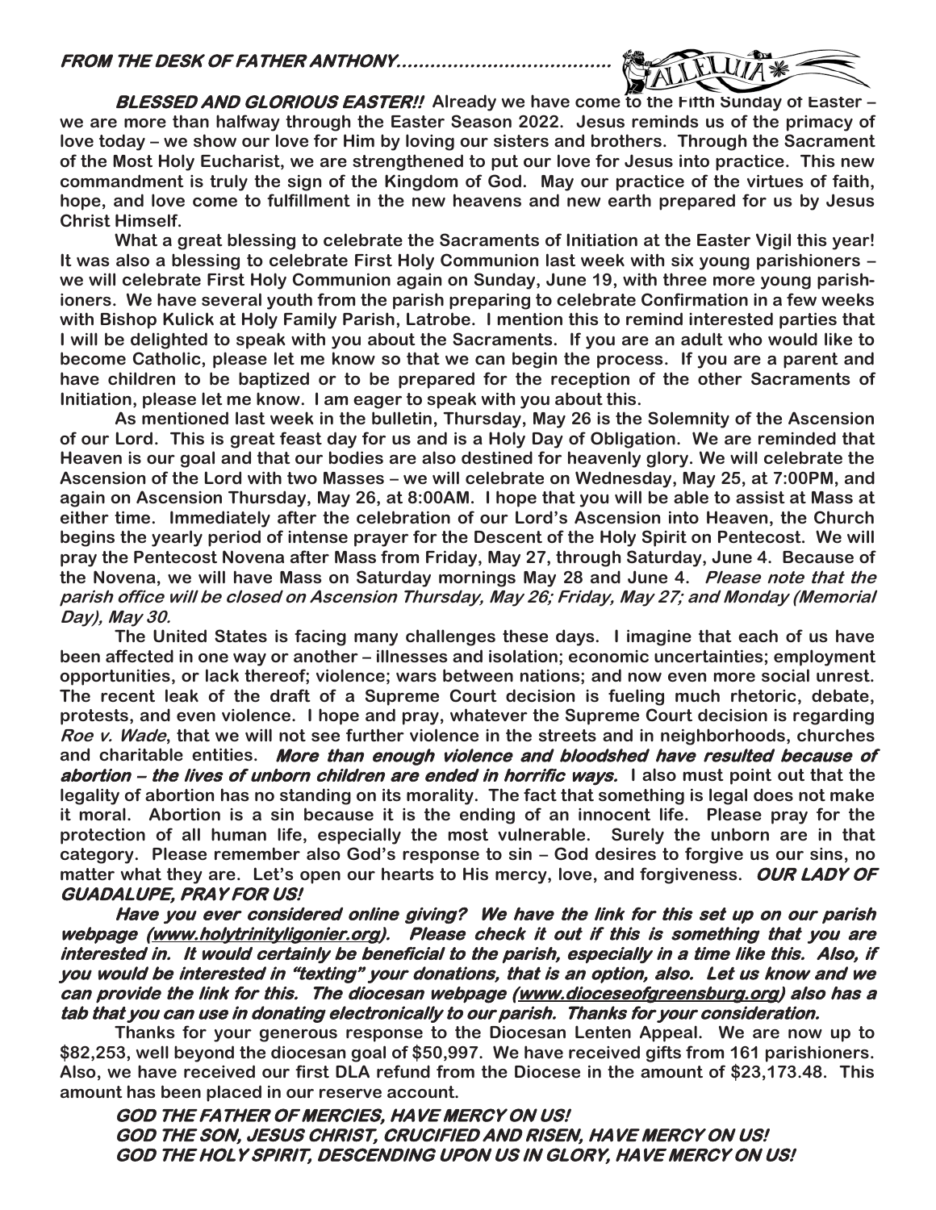***FROM THE DESK OF FATHER ANTHONY……………………………….***

***BLESSED AND GLORIOUS EASTER!!*** **Already we have come to the Fifth Sunday of Easter – we are more than halfway through the Easter Season 2022. Jesus reminds us of the primacy of love today – we show our love for Him by loving our sisters and brothers. Through the Sacrament of the Most Holy Eucharist, we are strengthened to put our love for Jesus into practice. This new commandment is truly the sign of the Kingdom of God. May our practice of the virtues of faith, hope, and love come to fulfillment in the new heavens and new earth prepared for us by Jesus Christ Himself.**

**What a great blessing to celebrate the Sacraments of Initiation at the Easter Vigil this year! It was also a blessing to celebrate First Holy Communion last week with six young parishioners – we will celebrate First Holy Communion again on Sunday, June 19, with three more young parishioners. We have several youth from the parish preparing to celebrate Confirmation in a few weeks with Bishop Kulick at Holy Family Parish, Latrobe. I mention this to remind interested parties that I will be delighted to speak with you about the Sacraments. If you are an adult who would like to become Catholic, please let me know so that we can begin the process. If you are a parent and have children to be baptized or to be prepared for the reception of the other Sacraments of Initiation, please let me know. I am eager to speak with you about this.**

**As mentioned last week in the bulletin, Thursday, May 26 is the Solemnity of the Ascension of our Lord. This is great feast day for us and is a Holy Day of Obligation. We are reminded that Heaven is our goal and that our bodies are also destined for heavenly glory. We will celebrate the Ascension of the Lord with two Masses – we will celebrate on Wednesday, May 25, at 7:00PM, and again on Ascension Thursday, May 26, at 8:00AM. I hope that you will be able to assist at Mass at either time. Immediately after the celebration of our Lord's Ascension into Heaven, the Church begins the yearly period of intense prayer for the Descent of the Holy Spirit on Pentecost. We will pray the Pentecost Novena after Mass from Friday, May 27, through Saturday, June 4. Because of the Novena, we will have Mass on Saturday mornings May 28 and June 4.** ***Please note that the parish office will be closed on Ascension Thursday, May 26; Friday, May 27; and Monday (Memorial Day), May 30.***

**The United States is facing many challenges these days. I imagine that each of us have been affected in one way or another – illnesses and isolation; economic uncertainties; employment opportunities, or lack thereof; violence; wars between nations; and now even more social unrest. The recent leak of the draft of a Supreme Court decision is fueling much rhetoric, debate, protests, and even violence. I hope and pray, whatever the Supreme Court decision is regarding *Roe v. Wade*, that we will not see further violence in the streets and in neighborhoods, churches and charitable entities.** ***More than enough violence and bloodshed have resulted because of abortion – the lives of unborn children are ended in horrific ways.*** **I also must point out that the legality of abortion has no standing on its morality. The fact that something is legal does not make it moral. Abortion is a sin because it is the ending of an innocent life. Please pray for the protection of all human life, especially the most vulnerable. Surely the unborn are in that category. Please remember also God's response to sin – God desires to forgive us our sins, no matter what they are. Let's open our hearts to His mercy, love, and forgiveness.** ***OUR LADY OF GUADALUPE, PRAY FOR US!***

***Have you ever considered online giving? We have the link for this set up on our parish webpage (www.holytrinityligonier.org). Please check it out if this is something that you are interested in. It would certainly be beneficial to the parish, especially in a time like this. Also, if you would be interested in "texting" your donations, that is an option, also. Let us know and we can provide the link for this. The diocesan webpage (www.dioceseofgreensburg.org) also has a tab that you can use in donating electronically to our parish. Thanks for your consideration.***

**Thanks for your generous response to the Diocesan Lenten Appeal. We are now up to $82,253, well beyond the diocesan goal of $50,997. We have received gifts from 161 parishioners. Also, we have received our first DLA refund from the Diocese in the amount of $23,173.48. This amount has been placed in our reserve account.**

***GOD THE FATHER OF MERCIES, HAVE MERCY ON US!***
***GOD THE SON, JESUS CHRIST, CRUCIFIED AND RISEN, HAVE MERCY ON US!***
***GOD THE HOLY SPIRIT, DESCENDING UPON US IN GLORY, HAVE MERCY ON US!***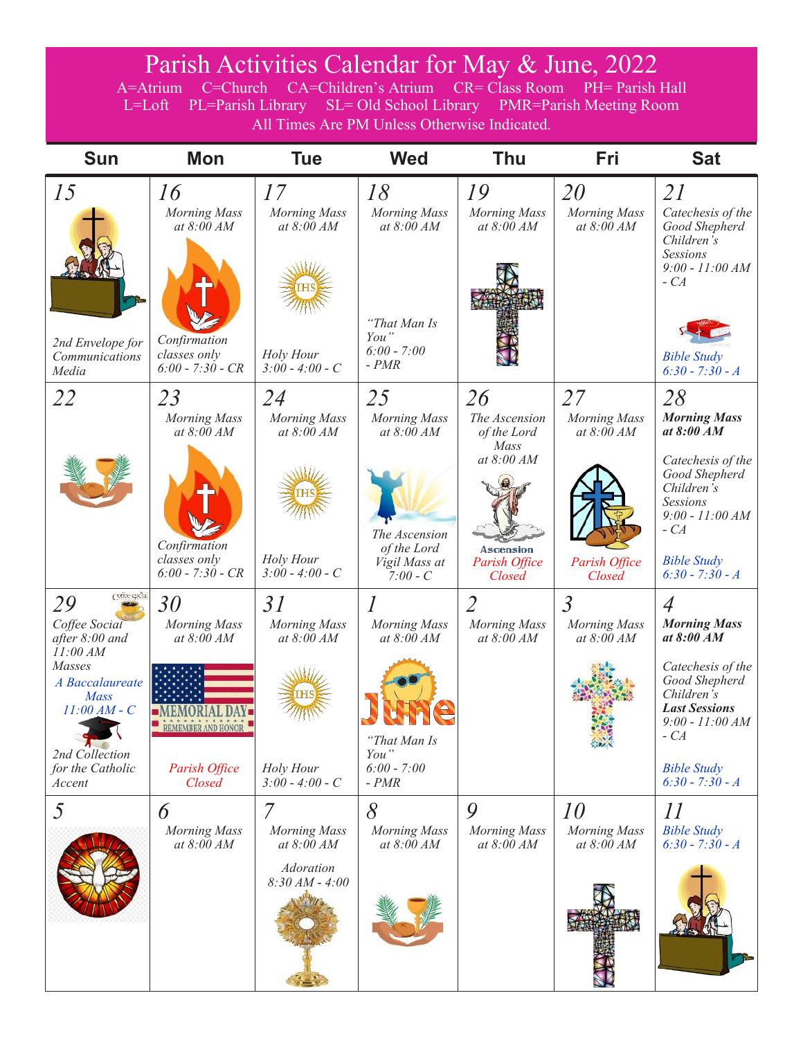# Parish Activities Calendar for May & June, 2022

A=Atrium C=Church CA=Children's Atrium CR= Class Room PH= Parish Hall
L=Loft PL=Parish Library SL= Old School Library PMR=Parish Meeting Room
All Times Are PM Unless Otherwise Indicated.

| Sun | Mon | Tue | Wed | Thu | Fri | Sat |
|---|---|---|---|---|---|---|
| *15*<br>*2nd Envelope for Communications Media* | *16*<br>*Morning Mass at 8:00 AM*<br>*Confirmation classes only 6:00 - 7:30 - CR* | *17*<br>*Morning Mass at 8:00 AM*<br>*Holy Hour 3:00 - 4:00 - C* | *18*<br>*Morning Mass at 8:00 AM*<br>*"That Man Is You" 6:00 - 7:00 - PMR* | *19*<br>*Morning Mass at 8:00 AM* | *20*<br>*Morning Mass at 8:00 AM* | *21*<br>*Catechesis of the Good Shepherd Children's Sessions 9:00 - 11:00 AM - CA*<br>*Bible Study 6:30 - 7:30 - A* |
| *22* | *23*<br>*Morning Mass at 8:00 AM*<br>*Confirmation classes only 6:00 - 7:30 - CR* | *24*<br>*Morning Mass at 8:00 AM*<br>*Holy Hour 3:00 - 4:00 - C* | *25*<br>*Morning Mass at 8:00 AM*<br>*The Ascension of the Lord Vigil Mass at 7:00 - C* | *26*<br>*The Ascension of the Lord Mass at 8:00 AM*<br>Ascension<br>*Parish Office Closed* | *27*<br>*Morning Mass at 8:00 AM*<br>*Parish Office Closed* | *28*<br>***Morning Mass at 8:00 AM***<br>*Catechesis of the Good Shepherd Children's Sessions 9:00 - 11:00 AM - CA*<br>*Bible Study 6:30 - 7:30 - A* |
| *29*<br>*Coffee Social after 8:00 and 11:00 AM Masses*<br>*A Baccalaureate Mass 11:00 AM - C*<br>*2nd Collection for the Catholic Accent* | *30*<br>*Morning Mass at 8:00 AM*<br>MEMORIAL DAY<br>REMEMBER AND HONOR<br>*Parish Office Closed* | *31*<br>*Morning Mass at 8:00 AM*<br>*Holy Hour 3:00 - 4:00 - C* | *1*<br>*Morning Mass at 8:00 AM*<br>June<br>*"That Man Is You" 6:00 - 7:00 - PMR* | *2*<br>*Morning Mass at 8:00 AM* | *3*<br>*Morning Mass at 8:00 AM* | *4*<br>***Morning Mass at 8:00 AM***<br>*Catechesis of the Good Shepherd Children's **Last Sessions** 9:00 - 11:00 AM - CA*<br>*Bible Study 6:30 - 7:30 - A* |
| *5* | *6*<br>*Morning Mass at 8:00 AM* | *7*<br>*Morning Mass at 8:00 AM*<br>*Adoration 8:30 AM - 4:00* | *8*<br>*Morning Mass at 8:00 AM* | *9*<br>*Morning Mass at 8:00 AM* | *10*<br>*Morning Mass at 8:00 AM* | *11*<br>*Bible Study 6:30 - 7:30 - A* |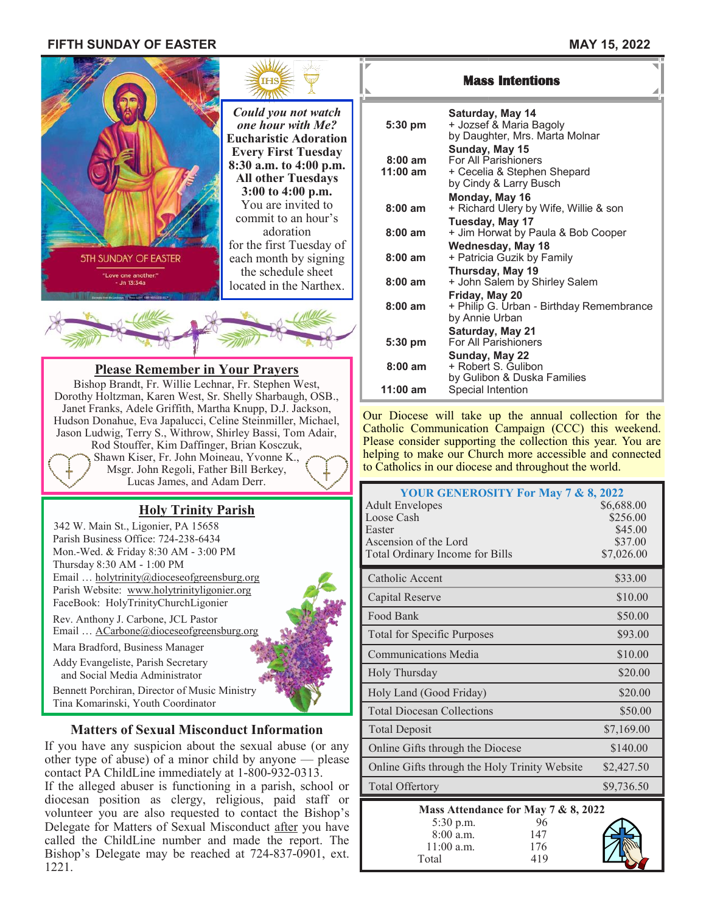FIFTH SUNDAY OF EASTER — MAY 15, 2022

5TH SUNDAY OF EASTER

"Love one another." - Jn 13:34a

***Could you not watch one hour with Me?***

**Eucharistic Adoration Every First Tuesday 8:30 a.m. to 4:00 p.m. All other Tuesdays 3:00 to 4:00 p.m.**

You are invited to commit to an hour's adoration for the first Tuesday of each month by signing the schedule sheet located in the Narthex.

## Please Remember in Your Prayers

Bishop Brandt, Fr. Willie Lechnar, Fr. Stephen West, Dorothy Holtzman, Karen West, Sr. Shelly Sharbaugh, OSB., Janet Franks, Adele Griffith, Martha Knupp, D.J. Jackson, Hudson Donahue, Eva Japalucci, Celine Steinmiller, Michael, Jason Ludwig, Terry S., Withrow, Shirley Bassi, Tom Adair, Rod Stouffer, Kim Daffinger, Brian Kosczuk, Shawn Kiser, Fr. John Moineau, Yvonne K., Msgr. John Regoli, Father Bill Berkey, Lucas James, and Adam Derr.

## Holy Trinity Parish

342 W. Main St., Ligonier, PA 15658
Parish Business Office: 724-238-6434
Mon.-Wed. & Friday 8:30 AM - 3:00 PM
Thursday 8:30 AM - 1:00 PM
Email … holytrinity@dioceseofgreensburg.org
Parish Website: www.holytrinityligonier.org
FaceBook: HolyTrinityChurchLigonier

Rev. Anthony J. Carbone, JCL Pastor
Email … ACarbone@dioceseofgreensburg.org

Mara Bradford, Business Manager

Addy Evangeliste, Parish Secretary and Social Media Administrator

Bennett Porchiran, Director of Music Ministry
Tina Komarinski, Youth Coordinator

## Matters of Sexual Misconduct Information

If you have any suspicion about the sexual abuse (or any other type of abuse) of a minor child by anyone — please contact PA ChildLine immediately at 1-800-932-0313.

If the alleged abuser is functioning in a parish, school or diocesan position as clergy, religious, paid staff or volunteer you are also requested to contact the Bishop's Delegate for Matters of Sexual Misconduct after you have called the ChildLine number and made the report. The Bishop's Delegate may be reached at 724-837-0901, ext. 1221.

## Mass Intentions

| | |
|---|---|
| | **Saturday, May 14** |
| 5:30 pm | + Jozsef & Maria Bagoly by Daughter, Mrs. Marta Molnar |
| | **Sunday, May 15** |
| 8:00 am | For All Parishioners |
| 11:00 am | + Cecelia & Stephen Shepard by Cindy & Larry Busch |
| | **Monday, May 16** |
| 8:00 am | + Richard Ulery by Wife, Willie & son |
| | **Tuesday, May 17** |
| 8:00 am | + Jim Horwat by Paula & Bob Cooper |
| | **Wednesday, May 18** |
| 8:00 am | + Patricia Guzik by Family |
| | **Thursday, May 19** |
| 8:00 am | + John Salem by Shirley Salem |
| | **Friday, May 20** |
| 8:00 am | + Philip G. Urban - Birthday Remembrance by Annie Urban |
| | **Saturday, May 21** |
| 5:30 pm | For All Parishioners |
| | **Sunday, May 22** |
| 8:00 am | + Robert S. Gulibon by Gulibon & Duska Families |
| 11:00 am | Special Intention |

Our Diocese will take up the annual collection for the Catholic Communication Campaign (CCC) this weekend. Please consider supporting the collection this year. You are helping to make our Church more accessible and connected to Catholics in our diocese and throughout the world.

**YOUR GENEROSITY For May 7 & 8, 2022**

| | |
|---|---|
| Adult Envelopes | $6,688.00 |
| Loose Cash | $256.00 |
| Easter | $45.00 |
| Ascension of the Lord | $37.00 |
| Total Ordinary Income for Bills | $7,026.00 |
| Catholic Accent | $33.00 |
| Capital Reserve | $10.00 |
| Food Bank | $50.00 |
| Total for Specific Purposes | $93.00 |
| Communications Media | $10.00 |
| Holy Thursday | $20.00 |
| Holy Land (Good Friday) | $20.00 |
| Total Diocesan Collections | $50.00 |
| Total Deposit | $7,169.00 |
| Online Gifts through the Diocese | $140.00 |
| Online Gifts through the Holy Trinity Website | $2,427.50 |
| Total Offertory | $9,736.50 |

**Mass Attendance for May 7 & 8, 2022**

| | |
|---|---|
| 5:30 p.m. | 96 |
| 8:00 a.m. | 147 |
| 11:00 a.m. | 176 |
| Total | 419 |